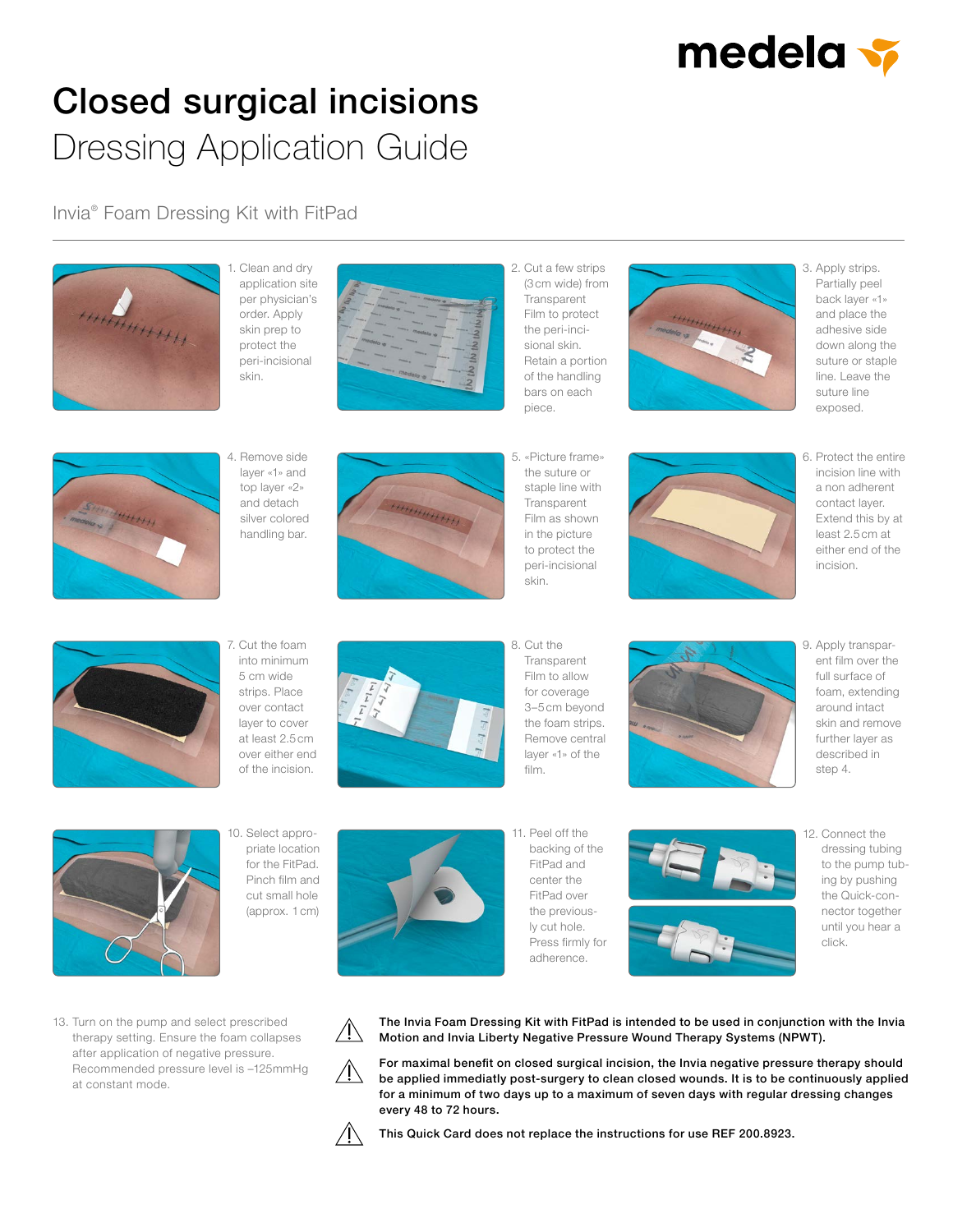medela

# Closed surgical incisions

## Dressing Application Guide

### Invia® Foam Dressing Kit with FitPad

1. Clean and dry application site per physician's order. Apply skin prep to protect the peri-incisional skin.

2. Cut a few strips (3 cm wide) from Transparent Film to protect the peri-incisional skin. Retain a portion of the handling bars on each piece.

3. Apply strips. Partially peel back layer «1» and place the adhesive side down along the suture or staple line. Leave the suture line exposed.

4. Remove side layer «1» and top layer «2» and detach silver colored handling bar.

5. «Picture frame» the suture or staple line with Transparent Film as shown in the picture to protect the peri-incisional skin.

6. Protect the entire incision line with a non adherent contact layer. Extend this by at least 2.5 cm at either end of the incision.

7. Cut the foam into minimum 5 cm wide strips. Place over contact layer to cover at least 2.5 cm over either end of the incision.

8. Cut the Transparent Film to allow for coverage 3–5 cm beyond the foam strips. Remove central layer «1» of the film.

9. Apply transparent film over the full surface of foam, extending around intact skin and remove further layer as described in step 4.

10. Select appropriate location for the FitPad. Pinch film and cut small hole (approx. 1 cm)

11. Peel off the backing of the FitPad and center the FitPad over the previously cut hole. Press firmly for adherence.

12. Connect the dressing tubing to the pump tubing by pushing the Quick-connector together until you hear a click.

13. Turn on the pump and select prescribed therapy setting. Ensure the foam collapses after application of negative pressure. Recommended pressure level is –125mmHg at constant mode.

⚠ **The Invia Foam Dressing Kit with FitPad is intended to be used in conjunction with the Invia Motion and Invia Liberty Negative Pressure Wound Therapy Systems (NPWT).**

⚠ **For maximal benefit on closed surgical incision, the Invia negative pressure therapy should be applied immediatly post-surgery to clean closed wounds. It is to be continuously applied for a minimum of two days up to a maximum of seven days with regular dressing changes every 48 to 72 hours.**

⚠ **This Quick Card does not replace the instructions for use REF 200.8923.**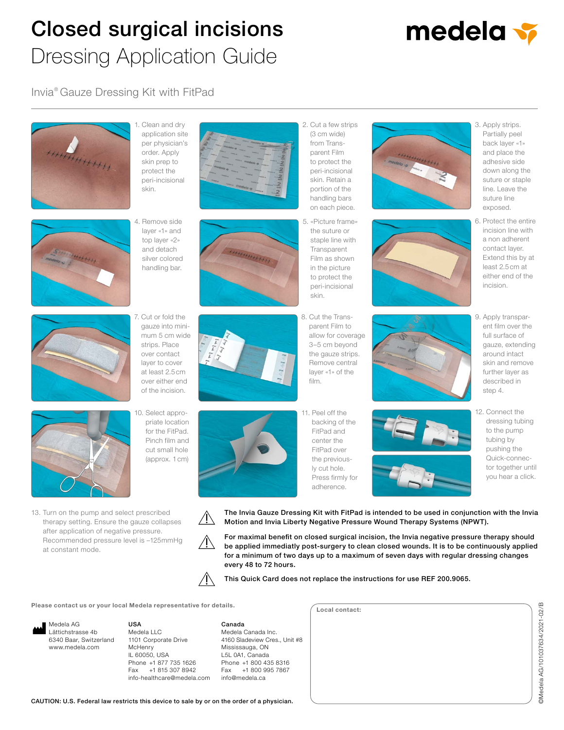# Closed surgical incisions

## Dressing Application Guide

medela

Invia® Gauze Dressing Kit with FitPad

1. Clean and dry application site per physician's order. Apply skin prep to protect the peri-incisional skin.

2. Cut a few strips (3 cm wide) from Transparent Film to protect the peri-incisional skin. Retain a portion of the handling bars on each piece.

3. Apply strips. Partially peel back layer «1» and place the adhesive side down along the suture or staple line. Leave the suture line exposed.

4. Remove side layer «1» and top layer «2» and detach silver colored handling bar.

5. «Picture frame» the suture or staple line with Transparent Film as shown in the picture to protect the peri-incisional skin.

6. Protect the entire incision line with a non adherent contact layer. Extend this by at least 2.5 cm at either end of the incision.

7. Cut or fold the gauze into minimum 5 cm wide strips. Place over contact layer to cover at least 2.5 cm over either end of the incision.

8. Cut the Transparent Film to allow for coverage 3–5 cm beyond the gauze strips. Remove central layer «1» of the film.

9. Apply transparent film over the full surface of gauze, extending around intact skin and remove further layer as described in step 4.

10. Select appropriate location for the FitPad. Pinch film and cut small hole (approx. 1 cm)

11. Peel off the backing of the FitPad and center the FitPad over the previously cut hole. Press firmly for adherence.

12. Connect the dressing tubing to the pump tubing by pushing the Quick-connector together until you hear a click.

13. Turn on the pump and select prescribed therapy setting. Ensure the gauze collapses after application of negative pressure. Recommended pressure level is –125mmHg at constant mode.

⚠ **The Invia Gauze Dressing Kit with FitPad is intended to be used in conjunction with the Invia Motion and Invia Liberty Negative Pressure Wound Therapy Systems (NPWT).**

⚠ **For maximal benefit on closed surgical incision, the Invia negative pressure therapy should be applied immediately post-surgery to clean closed wounds. It is to be continuously applied for a minimum of two days up to a maximum of seven days with regular dressing changes every 48 to 72 hours.**

⚠ **This Quick Card does not replace the instructions for use REF 200.9065.**

**Please contact us or your local Medela representative for details.**

Medela AG
Lättichstrasse 4b
6340 Baar, Switzerland
www.medela.com

**USA**
Medela LLC
1101 Corporate Drive
McHenry
IL 60050, USA
Phone +1 877 735 1626
Fax +1 815 307 8942
info-healthcare@medela.com

**Canada**
Medela Canada Inc.
4160 Sladeview Cres., Unit #8
Mississauga, ON
L5L 0A1, Canada
Phone +1 800 435 8316
Fax +1 800 995 7867
info@medela.ca

**Local contact:**

**CAUTION: U.S. Federal law restricts this device to sale by or on the order of a physician.**

©Medela AG/101037634/2021-02/B